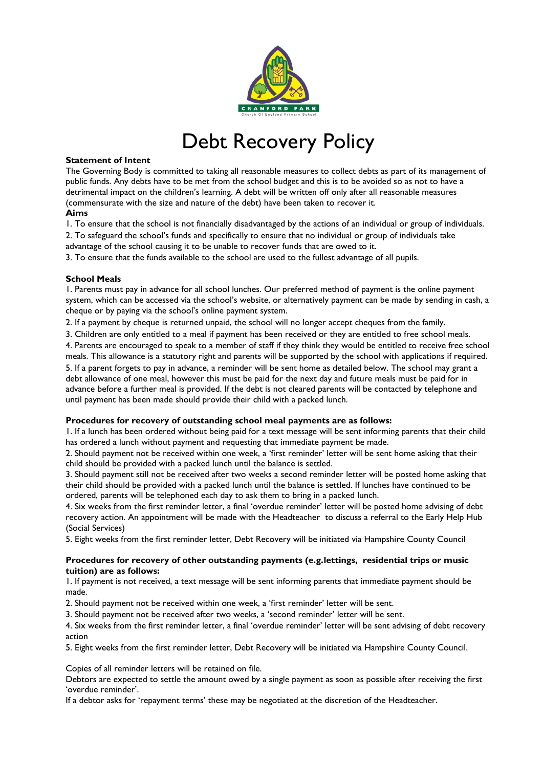# Debt Recovery Policy

**Statement of Intent**

The Governing Body is committed to taking all reasonable measures to collect debts as part of its management of public funds. Any debts have to be met from the school budget and this is to be avoided so as not to have a detrimental impact on the children's learning. A debt will be written off only after all reasonable measures (commensurate with the size and nature of the debt) have been taken to recover it.

**Aims**

1. To ensure that the school is not financially disadvantaged by the actions of an individual or group of individuals.
2. To safeguard the school's funds and specifically to ensure that no individual or group of individuals take advantage of the school causing it to be unable to recover funds that are owed to it.
3. To ensure that the funds available to the school are used to the fullest advantage of all pupils.

**School Meals**

1. Parents must pay in advance for all school lunches. Our preferred method of payment is the online payment system, which can be accessed via the school's website, or alternatively payment can be made by sending in cash, a cheque or by paying via the school's online payment system.
2. If a payment by cheque is returned unpaid, the school will no longer accept cheques from the family.
3. Children are only entitled to a meal if payment has been received or they are entitled to free school meals.
4. Parents are encouraged to speak to a member of staff if they think they would be entitled to receive free school meals. This allowance is a statutory right and parents will be supported by the school with applications if required.
5. If a parent forgets to pay in advance, a reminder will be sent home as detailed below. The school may grant a debt allowance of one meal, however this must be paid for the next day and future meals must be paid for in advance before a further meal is provided. If the debt is not cleared parents will be contacted by telephone and until payment has been made should provide their child with a packed lunch.

**Procedures for recovery of outstanding school meal payments are as follows:**

1. If a lunch has been ordered without being paid for a text message will be sent informing parents that their child has ordered a lunch without payment and requesting that immediate payment be made.
2. Should payment not be received within one week, a 'first reminder' letter will be sent home asking that their child should be provided with a packed lunch until the balance is settled.
3. Should payment still not be received after two weeks a second reminder letter will be posted home asking that their child should be provided with a packed lunch until the balance is settled. If lunches have continued to be ordered, parents will be telephoned each day to ask them to bring in a packed lunch.
4. Six weeks from the first reminder letter, a final 'overdue reminder' letter will be posted home advising of debt recovery action. An appointment will be made with the Headteacher to discuss a referral to the Early Help Hub (Social Services)
5. Eight weeks from the first reminder letter, Debt Recovery will be initiated via Hampshire County Council

**Procedures for recovery of other outstanding payments (e.g.lettings, residential trips or music tuition) are as follows:**

1. If payment is not received, a text message will be sent informing parents that immediate payment should be made.
2. Should payment not be received within one week, a 'first reminder' letter will be sent.
3. Should payment not be received after two weeks, a 'second reminder' letter will be sent.
4. Six weeks from the first reminder letter, a final 'overdue reminder' letter will be sent advising of debt recovery action
5. Eight weeks from the first reminder letter, Debt Recovery will be initiated via Hampshire County Council.

Copies of all reminder letters will be retained on file.

Debtors are expected to settle the amount owed by a single payment as soon as possible after receiving the first 'overdue reminder'.

If a debtor asks for 'repayment terms' these may be negotiated at the discretion of the Headteacher.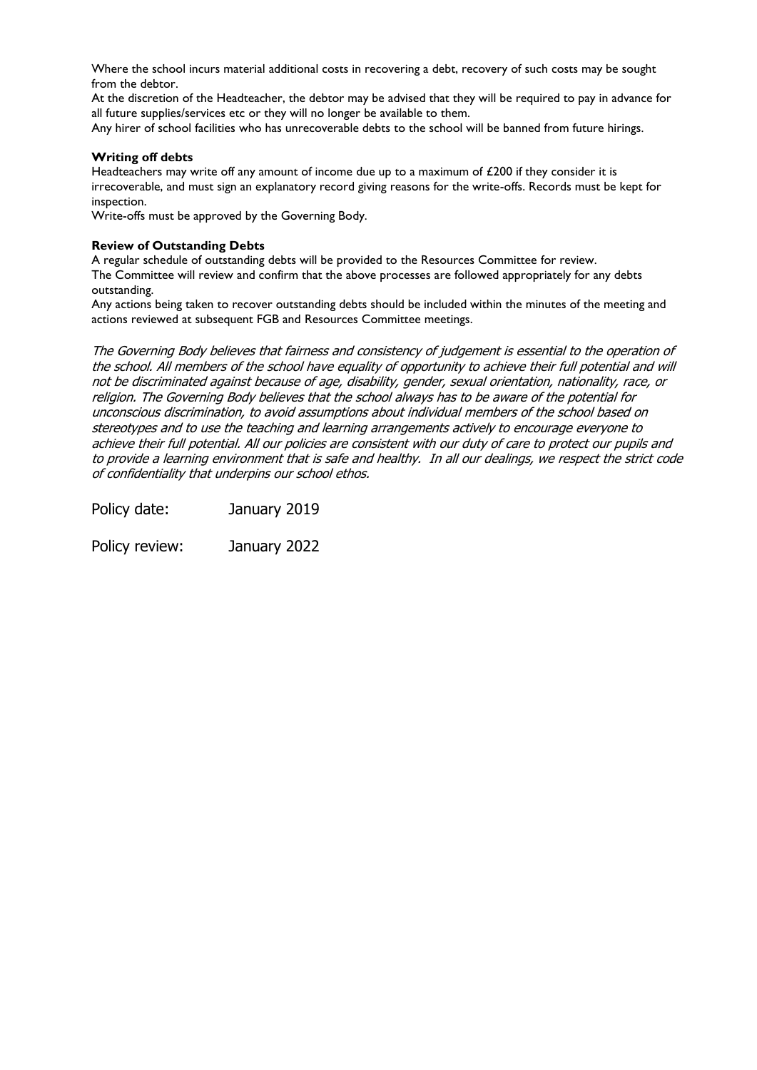Where the school incurs material additional costs in recovering a debt, recovery of such costs may be sought from the debtor.
At the discretion of the Headteacher, the debtor may be advised that they will be required to pay in advance for all future supplies/services etc or they will no longer be available to them.
Any hirer of school facilities who has unrecoverable debts to the school will be banned from future hirings.

**Writing off debts**
Headteachers may write off any amount of income due up to a maximum of £200 if they consider it is irrecoverable, and must sign an explanatory record giving reasons for the write-offs. Records must be kept for inspection.
Write-offs must be approved by the Governing Body.

**Review of Outstanding Debts**
A regular schedule of outstanding debts will be provided to the Resources Committee for review.
The Committee will review and confirm that the above processes are followed appropriately for any debts outstanding.
Any actions being taken to recover outstanding debts should be included within the minutes of the meeting and actions reviewed at subsequent FGB and Resources Committee meetings.

*The Governing Body believes that fairness and consistency of judgement is essential to the operation of the school. All members of the school have equality of opportunity to achieve their full potential and will not be discriminated against because of age, disability, gender, sexual orientation, nationality, race, or religion. The Governing Body believes that the school always has to be aware of the potential for unconscious discrimination, to avoid assumptions about individual members of the school based on stereotypes and to use the teaching and learning arrangements actively to encourage everyone to achieve their full potential. All our policies are consistent with our duty of care to protect our pupils and to provide a learning environment that is safe and healthy. In all our dealings, we respect the strict code of confidentiality that underpins our school ethos.*

Policy date: January 2019

Policy review: January 2022